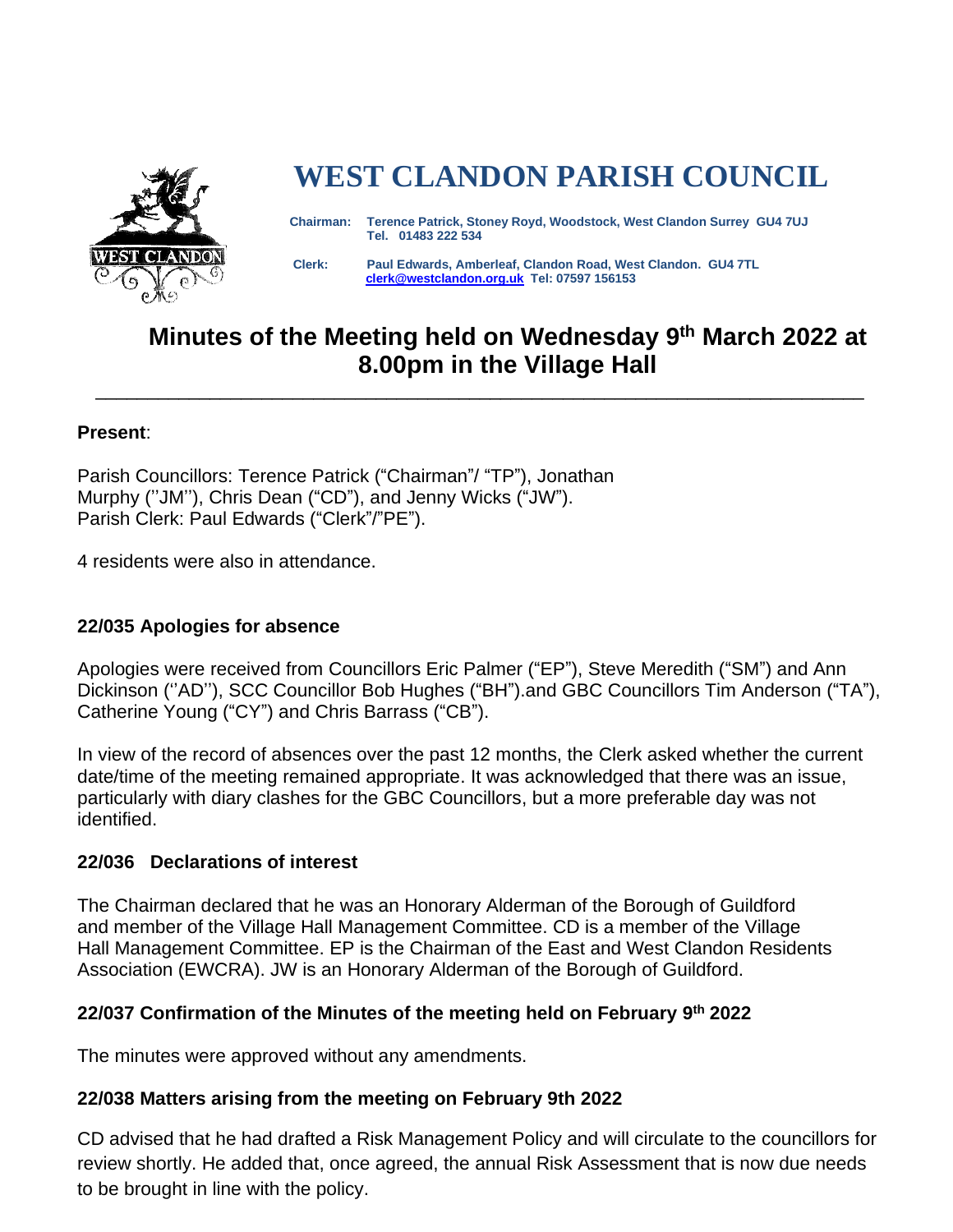# WEST CLANDON PARISH COUNCIL

**Chairman:** Terence Patrick, Stoney Royd, Woodstock, West Clandon Surrey GU4 7UJ
Tel. 01483 222 534

**Clerk:** Paul Edwards, Amberleaf, Clandon Road, West Clandon. GU4 7TL
clerk@westclandon.org.uk Tel: 07597 156153

## Minutes of the Meeting held on Wednesday 9th March 2022 at 8.00pm in the Village Hall

---

**Present**:

Parish Councillors: Terence Patrick ("Chairman"/ "TP"), Jonathan Murphy (''JM''), Chris Dean ("CD"), and Jenny Wicks ("JW").
Parish Clerk: Paul Edwards ("Clerk"/"PE").

4 residents were also in attendance.

### 22/035 Apologies for absence

Apologies were received from Councillors Eric Palmer ("EP"), Steve Meredith ("SM") and Ann Dickinson (''AD''), SCC Councillor Bob Hughes ("BH").and GBC Councillors Tim Anderson ("TA"), Catherine Young ("CY") and Chris Barrass ("CB").

In view of the record of absences over the past 12 months, the Clerk asked whether the current date/time of the meeting remained appropriate. It was acknowledged that there was an issue, particularly with diary clashes for the GBC Councillors, but a more preferable day was not identified.

### 22/036 Declarations of interest

The Chairman declared that he was an Honorary Alderman of the Borough of Guildford and member of the Village Hall Management Committee. CD is a member of the Village Hall Management Committee. EP is the Chairman of the East and West Clandon Residents Association (EWCRA). JW is an Honorary Alderman of the Borough of Guildford.

### 22/037 Confirmation of the Minutes of the meeting held on February 9th 2022

The minutes were approved without any amendments.

### 22/038 Matters arising from the meeting on February 9th 2022

CD advised that he had drafted a Risk Management Policy and will circulate to the councillors for review shortly. He added that, once agreed, the annual Risk Assessment that is now due needs to be brought in line with the policy.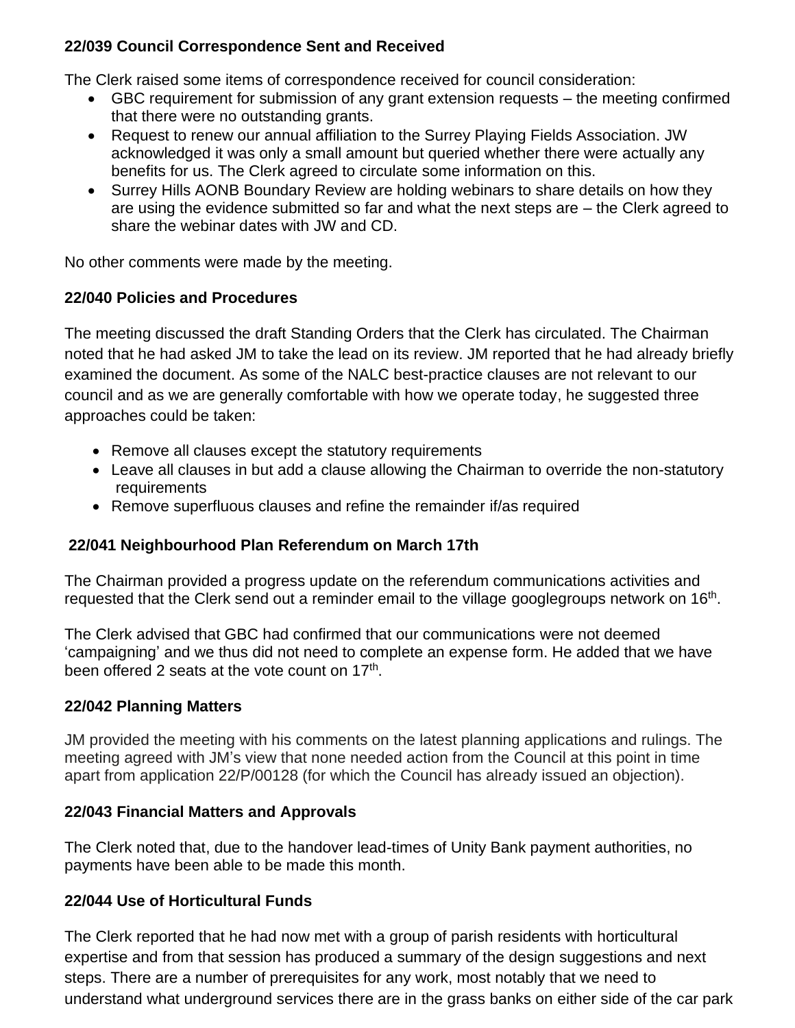**22/039 Council Correspondence Sent and Received**

The Clerk raised some items of correspondence received for council consideration:

- GBC requirement for submission of any grant extension requests – the meeting confirmed that there were no outstanding grants.
- Request to renew our annual affiliation to the Surrey Playing Fields Association. JW acknowledged it was only a small amount but queried whether there were actually any benefits for us. The Clerk agreed to circulate some information on this.
- Surrey Hills AONB Boundary Review are holding webinars to share details on how they are using the evidence submitted so far and what the next steps are – the Clerk agreed to share the webinar dates with JW and CD.

No other comments were made by the meeting.

**22/040 Policies and Procedures**

The meeting discussed the draft Standing Orders that the Clerk has circulated. The Chairman noted that he had asked JM to take the lead on its review. JM reported that he had already briefly examined the document. As some of the NALC best-practice clauses are not relevant to our council and as we are generally comfortable with how we operate today, he suggested three approaches could be taken:

- Remove all clauses except the statutory requirements
- Leave all clauses in but add a clause allowing the Chairman to override the non-statutory requirements
- Remove superfluous clauses and refine the remainder if/as required

**22/041 Neighbourhood Plan Referendum on March 17th**

The Chairman provided a progress update on the referendum communications activities and requested that the Clerk send out a reminder email to the village googlegroups network on 16th.

The Clerk advised that GBC had confirmed that our communications were not deemed 'campaigning' and we thus did not need to complete an expense form. He added that we have been offered 2 seats at the vote count on 17th.

**22/042 Planning Matters**

JM provided the meeting with his comments on the latest planning applications and rulings. The meeting agreed with JM's view that none needed action from the Council at this point in time apart from application 22/P/00128 (for which the Council has already issued an objection).

**22/043 Financial Matters and Approvals**

The Clerk noted that, due to the handover lead-times of Unity Bank payment authorities, no payments have been able to be made this month.

**22/044 Use of Horticultural Funds**

The Clerk reported that he had now met with a group of parish residents with horticultural expertise and from that session has produced a summary of the design suggestions and next steps. There are a number of prerequisites for any work, most notably that we need to understand what underground services there are in the grass banks on either side of the car park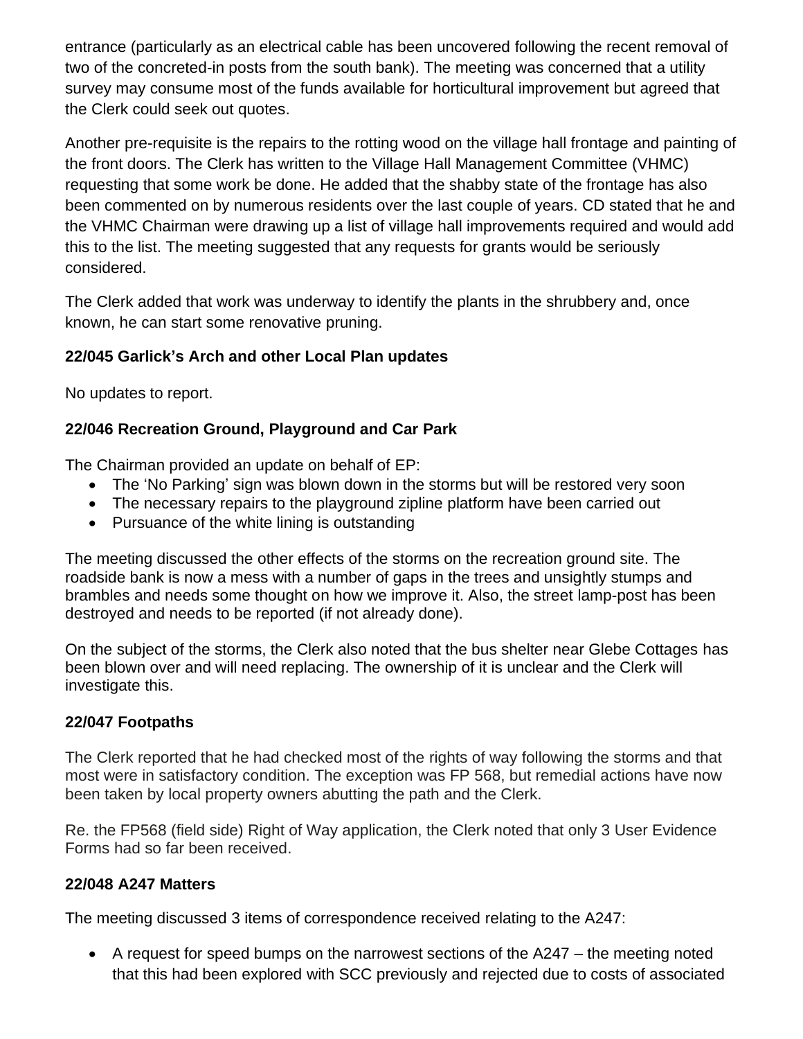entrance (particularly as an electrical cable has been uncovered following the recent removal of two of the concreted-in posts from the south bank). The meeting was concerned that a utility survey may consume most of the funds available for horticultural improvement but agreed that the Clerk could seek out quotes.

Another pre-requisite is the repairs to the rotting wood on the village hall frontage and painting of the front doors. The Clerk has written to the Village Hall Management Committee (VHMC) requesting that some work be done. He added that the shabby state of the frontage has also been commented on by numerous residents over the last couple of years. CD stated that he and the VHMC Chairman were drawing up a list of village hall improvements required and would add this to the list. The meeting suggested that any requests for grants would be seriously considered.

The Clerk added that work was underway to identify the plants in the shrubbery and, once known, he can start some renovative pruning.

### 22/045 Garlick's Arch and other Local Plan updates

No updates to report.

### 22/046 Recreation Ground, Playground and Car Park

The Chairman provided an update on behalf of EP:

- The 'No Parking' sign was blown down in the storms but will be restored very soon
- The necessary repairs to the playground zipline platform have been carried out
- Pursuance of the white lining is outstanding

The meeting discussed the other effects of the storms on the recreation ground site. The roadside bank is now a mess with a number of gaps in the trees and unsightly stumps and brambles and needs some thought on how we improve it. Also, the street lamp-post has been destroyed and needs to be reported (if not already done).

On the subject of the storms, the Clerk also noted that the bus shelter near Glebe Cottages has been blown over and will need replacing. The ownership of it is unclear and the Clerk will investigate this.

### 22/047 Footpaths

The Clerk reported that he had checked most of the rights of way following the storms and that most were in satisfactory condition. The exception was FP 568, but remedial actions have now been taken by local property owners abutting the path and the Clerk.

Re. the FP568 (field side) Right of Way application, the Clerk noted that only 3 User Evidence Forms had so far been received.

### 22/048 A247 Matters

The meeting discussed 3 items of correspondence received relating to the A247:

- A request for speed bumps on the narrowest sections of the A247 – the meeting noted that this had been explored with SCC previously and rejected due to costs of associated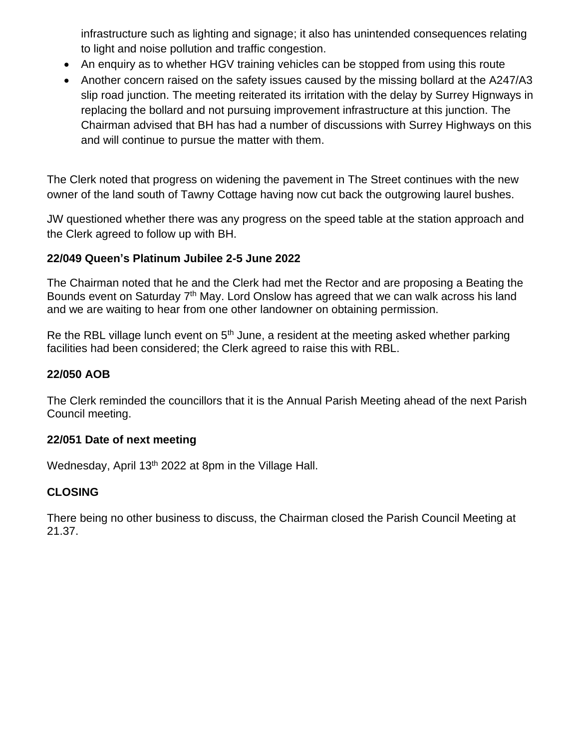infrastructure such as lighting and signage; it also has unintended consequences relating to light and noise pollution and traffic congestion.

- An enquiry as to whether HGV training vehicles can be stopped from using this route
- Another concern raised on the safety issues caused by the missing bollard at the A247/A3 slip road junction. The meeting reiterated its irritation with the delay by Surrey Hignways in replacing the bollard and not pursuing improvement infrastructure at this junction. The Chairman advised that BH has had a number of discussions with Surrey Highways on this and will continue to pursue the matter with them.

The Clerk noted that progress on widening the pavement in The Street continues with the new owner of the land south of Tawny Cottage having now cut back the outgrowing laurel bushes.

JW questioned whether there was any progress on the speed table at the station approach and the Clerk agreed to follow up with BH.

**22/049 Queen's Platinum Jubilee 2-5 June 2022**

The Chairman noted that he and the Clerk had met the Rector and are proposing a Beating the Bounds event on Saturday 7th May. Lord Onslow has agreed that we can walk across his land and we are waiting to hear from one other landowner on obtaining permission.

Re the RBL village lunch event on 5th June, a resident at the meeting asked whether parking facilities had been considered; the Clerk agreed to raise this with RBL.

**22/050 AOB**

The Clerk reminded the councillors that it is the Annual Parish Meeting ahead of the next Parish Council meeting.

**22/051 Date of next meeting**

Wednesday, April 13th 2022 at 8pm in the Village Hall.

**CLOSING**

There being no other business to discuss, the Chairman closed the Parish Council Meeting at 21.37.